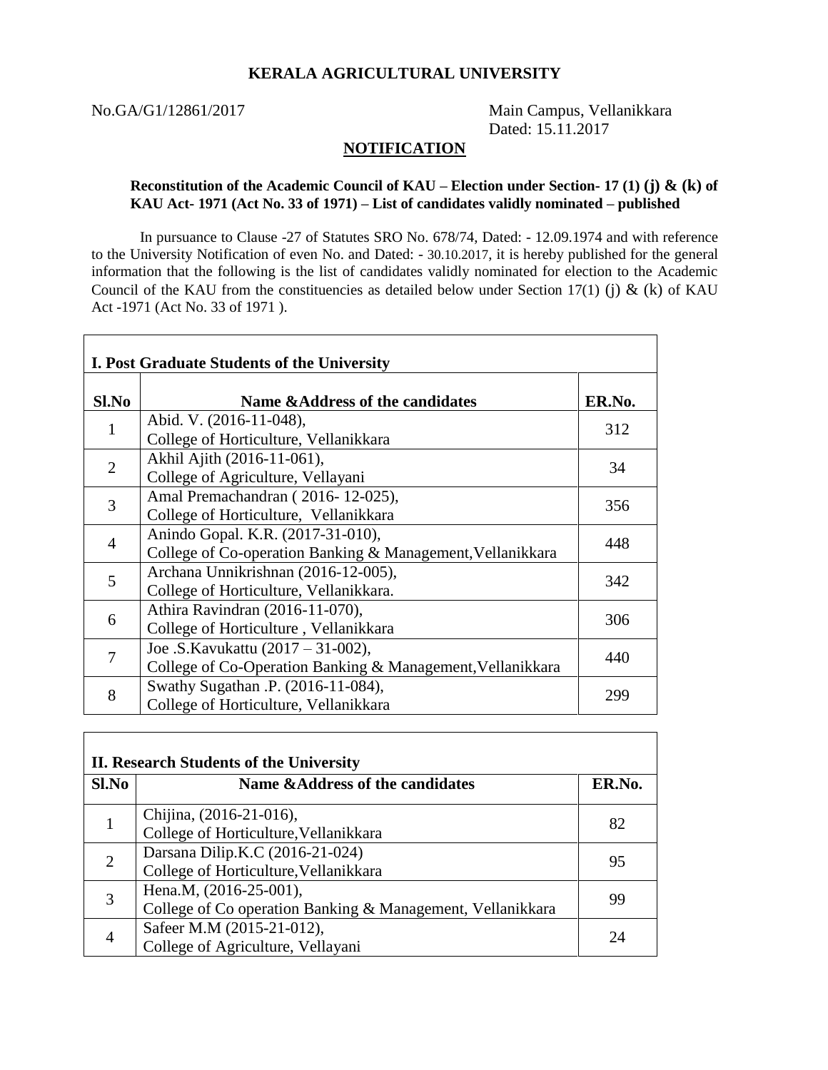**KERALA AGRICULTURAL UNIVERSITY**

No.GA/G1/12861/2017

Main Campus, Vellanikkara
Dated: 15.11.2017

## NOTIFICATION

**Reconstitution of the Academic Council of KAU – Election under Section- 17 (1) (j) & (k) of KAU Act- 1971 (Act No. 33 of 1971) – List of candidates validly nominated – published**

In pursuance to Clause -27 of Statutes SRO No. 678/74, Dated: - 12.09.1974 and with reference to the University Notification of even No. and Dated: - 30.10.2017, it is hereby published for the general information that the following is the list of candidates validly nominated for election to the Academic Council of the KAU from the constituencies as detailed below under Section 17(1) (j) & (k) of KAU Act -1971 (Act No. 33 of 1971 ).

**I. Post Graduate Students of the University**

| Sl.No | Name &Address of the candidates | ER.No. |
|---|---|---|
| 1 | Abid. V. (2016-11-048), College of Horticulture, Vellanikkara | 312 |
| 2 | Akhil Ajith (2016-11-061), College of Agriculture, Vellayani | 34 |
| 3 | Amal Premachandran ( 2016- 12-025), College of Horticulture, Vellanikkara | 356 |
| 4 | Anindo Gopal. K.R. (2017-31-010), College of Co-operation Banking & Management,Vellanikkara | 448 |
| 5 | Archana Unnikrishnan (2016-12-005), College of Horticulture, Vellanikkara. | 342 |
| 6 | Athira Ravindran (2016-11-070), College of Horticulture , Vellanikkara | 306 |
| 7 | Joe .S.Kavukattu (2017 – 31-002), College of Co-Operation Banking & Management,Vellanikkara | 440 |
| 8 | Swathy Sugathan .P. (2016-11-084), College of Horticulture, Vellanikkara | 299 |

**II. Research Students of the University**

| Sl.No | Name &Address of the candidates | ER.No. |
|---|---|---|
| 1 | Chijina, (2016-21-016), College of Horticulture,Vellanikkara | 82 |
| 2 | Darsana Dilip.K.C (2016-21-024) College of Horticulture,Vellanikkara | 95 |
| 3 | Hena.M, (2016-25-001), College of Co operation Banking & Management, Vellanikkara | 99 |
| 4 | Safeer M.M (2015-21-012), College of Agriculture, Vellayani | 24 |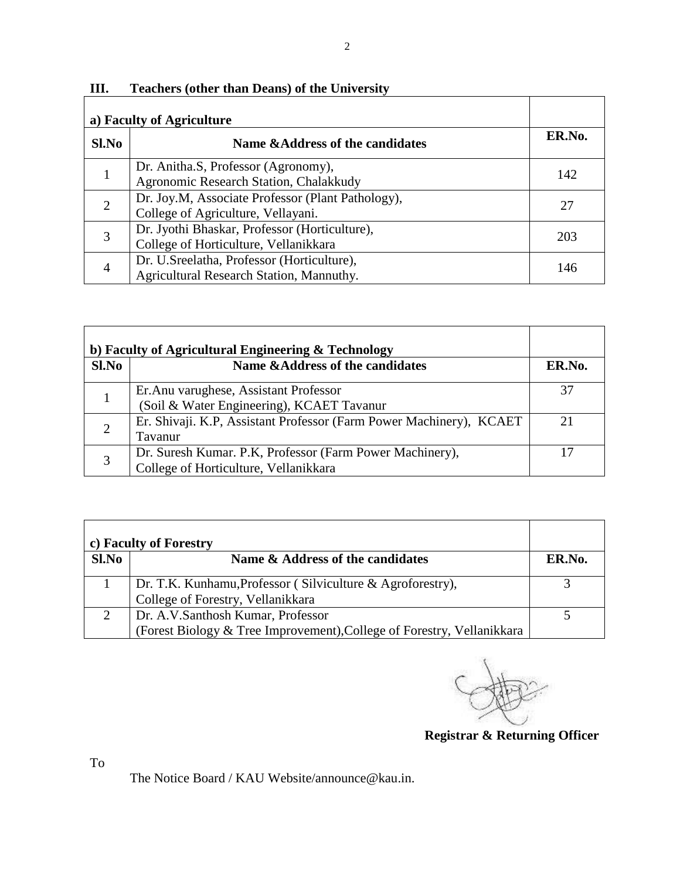## III. Teachers (other than Deans) of the University

**a) Faculty of Agriculture**

| Sl.No | Name &Address of the candidates | ER.No. |
|---|---|---|
| 1 | Dr. Anitha.S, Professor (Agronomy), Agronomic Research Station, Chalakkudy | 142 |
| 2 | Dr. Joy.M, Associate Professor (Plant Pathology), College of Agriculture, Vellayani. | 27 |
| 3 | Dr. Jyothi Bhaskar, Professor (Horticulture), College of Horticulture, Vellanikkara | 203 |
| 4 | Dr. U.Sreelatha, Professor (Horticulture), Agricultural Research Station, Mannuthy. | 146 |

**b) Faculty of Agricultural Engineering & Technology**

| Sl.No | Name &Address of the candidates | ER.No. |
|---|---|---|
| 1 | Er.Anu varughese, Assistant Professor (Soil & Water Engineering), KCAET Tavanur | 37 |
| 2 | Er. Shivaji. K.P, Assistant Professor (Farm Power Machinery), KCAET Tavanur | 21 |
| 3 | Dr. Suresh Kumar. P.K, Professor (Farm Power Machinery), College of Horticulture, Vellanikkara | 17 |

**c) Faculty of Forestry**

| Sl.No | Name & Address of the candidates | ER.No. |
|---|---|---|
| 1 | Dr. T.K. Kunhamu,Professor ( Silviculture & Agroforestry), College of Forestry, Vellanikkara | 3 |
| 2 | Dr. A.V.Santhosh Kumar, Professor (Forest Biology & Tree Improvement),College of Forestry, Vellanikkara | 5 |

**Registrar & Returning Officer**

To

The Notice Board / KAU Website/announce@kau.in.